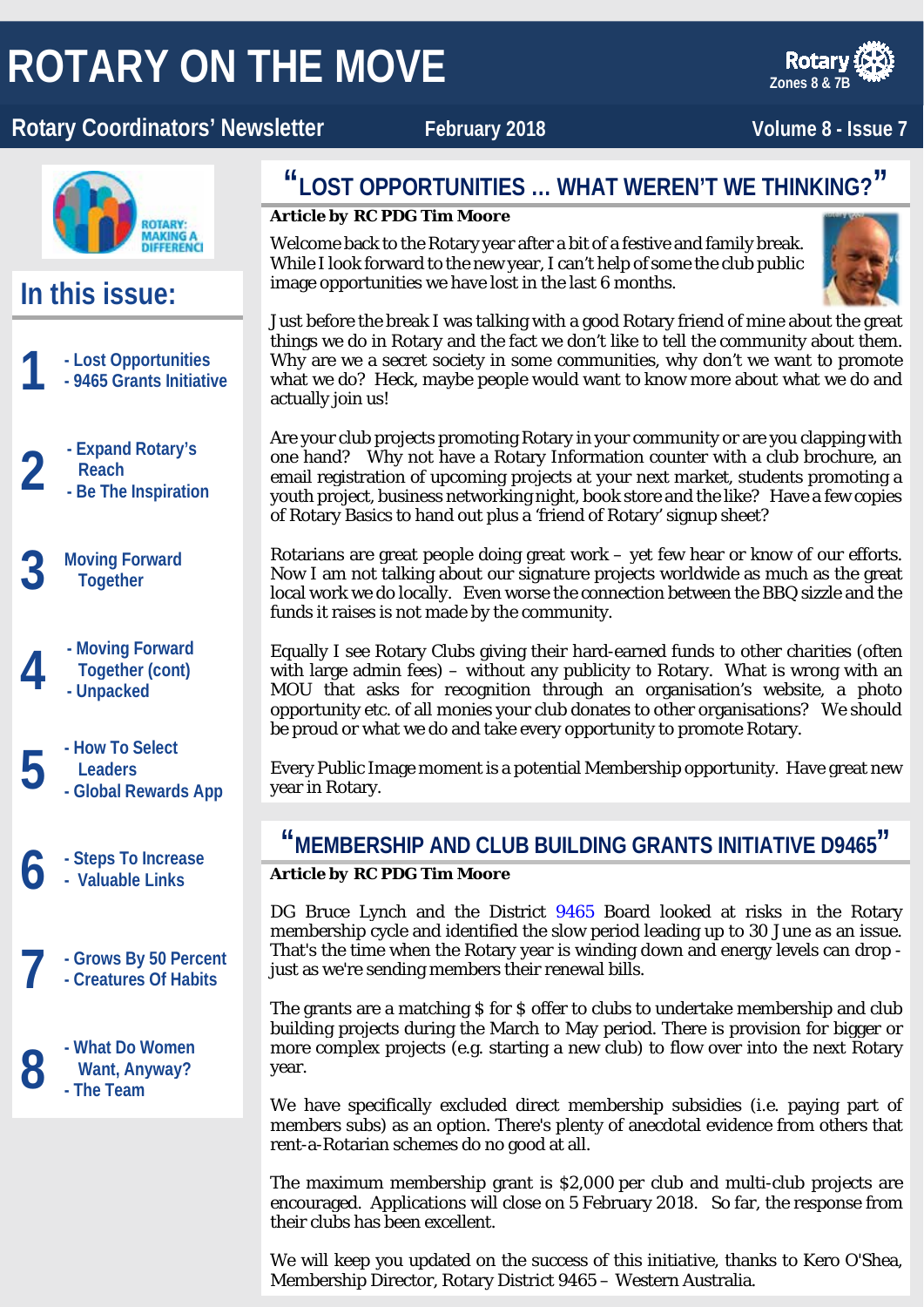# ROTARY ON THE MOVE

Rotary Zones 8 & 7B

**Rotary Coordinators' Newsletter** — February 2018 — Volume 8 - Issue 7

## In this issue:

1. - Lost Opportunities
   - 9465 Grants Initiative
2. - Expand Rotary's Reach
   - Be The Inspiration
3. Moving Forward Together
4. - Moving Forward Together (cont)
   - Unpacked
5. - How To Select Leaders
   - Global Rewards App
6. - Steps To Increase
   - Valuable Links
7. - Grows By 50 Percent
   - Creatures Of Habits
8. - What Do Women Want, Anyway?
   - The Team

## "LOST OPPORTUNITIES … WHAT WEREN'T WE THINKING?"

**Article by RC PDG Tim Moore**

Welcome back to the Rotary year after a bit of a festive and family break. While I look forward to the new year, I can't help of some the club public image opportunities we have lost in the last 6 months.

Just before the break I was talking with a good Rotary friend of mine about the great things we do in Rotary and the fact we don't like to tell the community about them. Why are we a secret society in some communities, why don't we want to promote what we do? Heck, maybe people would want to know more about what we do and actually join us!

Are your club projects promoting Rotary in your community or are you clapping with one hand? Why not have a Rotary Information counter with a club brochure, an email registration of upcoming projects at your next market, students promoting a youth project, business networking night, book store and the like? Have a few copies of Rotary Basics to hand out plus a 'friend of Rotary' signup sheet?

Rotarians are great people doing great work – yet few hear or know of our efforts. Now I am not talking about our signature projects worldwide as much as the great local work we do locally. Even worse the connection between the BBQ sizzle and the funds it raises is not made by the community.

Equally I see Rotary Clubs giving their hard-earned funds to other charities (often with large admin fees) – without any publicity to Rotary. What is wrong with an MOU that asks for recognition through an organisation's website, a photo opportunity etc. of all monies your club donates to other organisations? We should be proud or what we do and take every opportunity to promote Rotary.

Every Public Image moment is a potential Membership opportunity. Have great new year in Rotary.

## "MEMBERSHIP AND CLUB BUILDING GRANTS INITIATIVE D9465"

**Article by RC PDG Tim Moore**

DG Bruce Lynch and the District 9465 Board looked at risks in the Rotary membership cycle and identified the slow period leading up to 30 June as an issue. That's the time when the Rotary year is winding down and energy levels can drop - just as we're sending members their renewal bills.

The grants are a matching $ for $ offer to clubs to undertake membership and club building projects during the March to May period. There is provision for bigger or more complex projects (e.g. starting a new club) to flow over into the next Rotary year.

We have specifically excluded direct membership subsidies (i.e. paying part of members subs) as an option. There's plenty of anecdotal evidence from others that rent-a-Rotarian schemes do no good at all.

The maximum membership grant is $2,000 per club and multi-club projects are encouraged. Applications will close on 5 February 2018. So far, the response from their clubs has been excellent.

We will keep you updated on the success of this initiative, thanks to Kero O'Shea, Membership Director, Rotary District 9465 – Western Australia.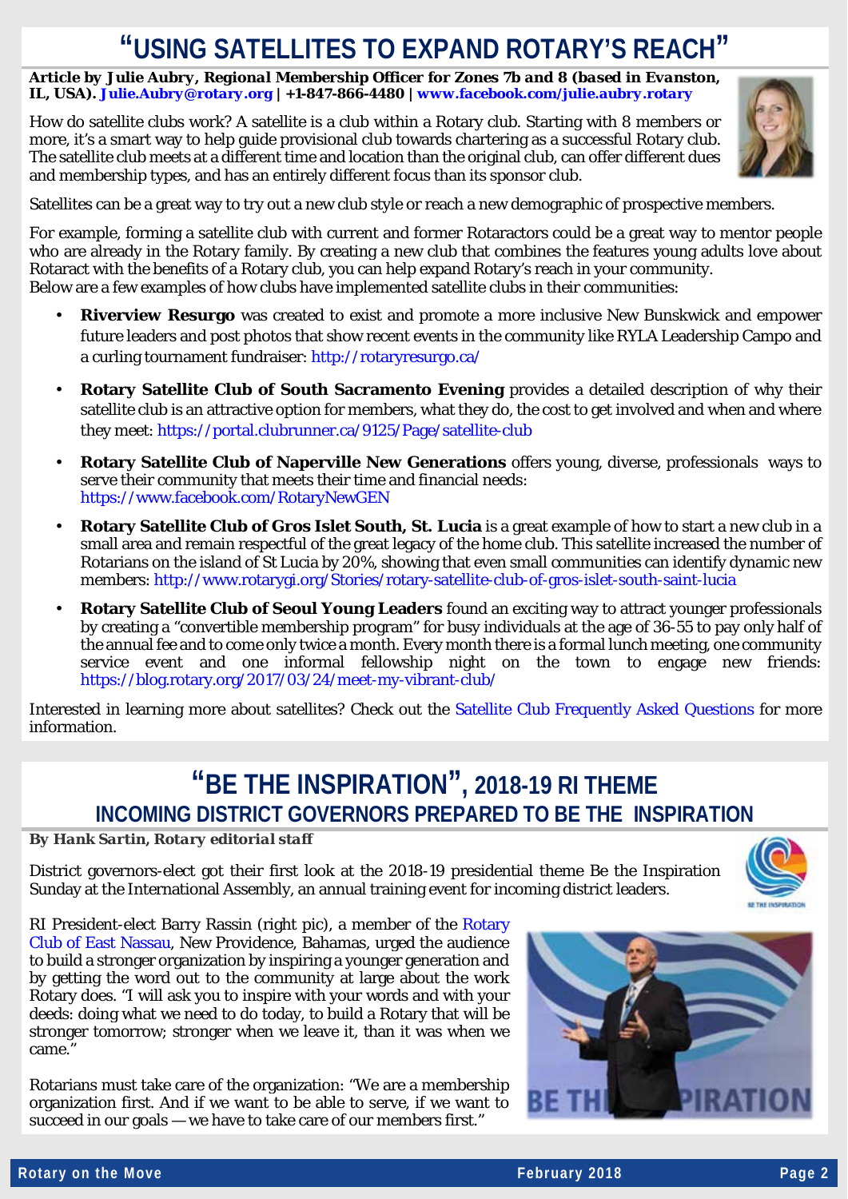# "USING SATELLITES TO EXPAND ROTARY'S REACH"

***Article by Julie Aubry, Regional Membership Officer for Zones 7b and 8 (based in Evanston, IL, USA).*** **Julie.Aubry@rotary.org | +1-847-866-4480 | www.facebook.com/julie.aubry.rotary**

How do satellite clubs work? A satellite is a club within a Rotary club. Starting with 8 members or more, it's a smart way to help guide provisional club towards chartering as a successful Rotary club. The satellite club meets at a different time and location than the original club, can offer different dues and membership types, and has an entirely different focus than its sponsor club.

Satellites can be a great way to try out a new club style or reach a new demographic of prospective members.

For example, forming a satellite club with current and former Rotaractors could be a great way to mentor people who are already in the Rotary family. By creating a new club that combines the features young adults love about Rotaract with the benefits of a Rotary club, you can help expand Rotary's reach in your community.
Below are a few examples of how clubs have implemented satellite clubs in their communities:

- **Riverview Resurgo** was created to exist and promote a more inclusive New Bunskwick and empower future leaders and post photos that show recent events in the community like RYLA Leadership Campo and a curling tournament fundraiser: http://rotaryresurgo.ca/
- **Rotary Satellite Club of South Sacramento Evening** provides a detailed description of why their satellite club is an attractive option for members, what they do, the cost to get involved and when and where they meet: https://portal.clubrunner.ca/9125/Page/satellite-club
- **Rotary Satellite Club of Naperville New Generations** offers young, diverse, professionals ways to serve their community that meets their time and financial needs: https://www.facebook.com/RotaryNewGEN
- **Rotary Satellite Club of Gros Islet South, St. Lucia** is a great example of how to start a new club in a small area and remain respectful of the great legacy of the home club. This satellite increased the number of Rotarians on the island of St Lucia by 20%, showing that even small communities can identify dynamic new members: http://www.rotarygi.org/Stories/rotary-satellite-club-of-gros-islet-south-saint-lucia
- **Rotary Satellite Club of Seoul Young Leaders** found an exciting way to attract younger professionals by creating a "convertible membership program" for busy individuals at the age of 36-55 to pay only half of the annual fee and to come only twice a month. Every month there is a formal lunch meeting, one community service event and one informal fellowship night on the town to engage new friends: https://blog.rotary.org/2017/03/24/meet-my-vibrant-club/

Interested in learning more about satellites? Check out the Satellite Club Frequently Asked Questions for more information.

# "BE THE INSPIRATION", 2018-19 RI THEME

## INCOMING DISTRICT GOVERNORS PREPARED TO BE THE INSPIRATION

***By Hank Sartin, Rotary editorial staff***

District governors-elect got their first look at the 2018-19 presidential theme Be the Inspiration Sunday at the International Assembly, an annual training event for incoming district leaders.

RI President-elect Barry Rassin (right pic), a member of the Rotary Club of East Nassau, New Providence, Bahamas, urged the audience to build a stronger organization by inspiring a younger generation and by getting the word out to the community at large about the work Rotary does. "I will ask you to inspire with your words and with your deeds: doing what we need to do today, to build a Rotary that will be stronger tomorrow; stronger when we leave it, than it was when we came."

Rotarians must take care of the organization: "We are a membership organization first. And if we want to be able to serve, if we want to succeed in our goals — we have to take care of our members first."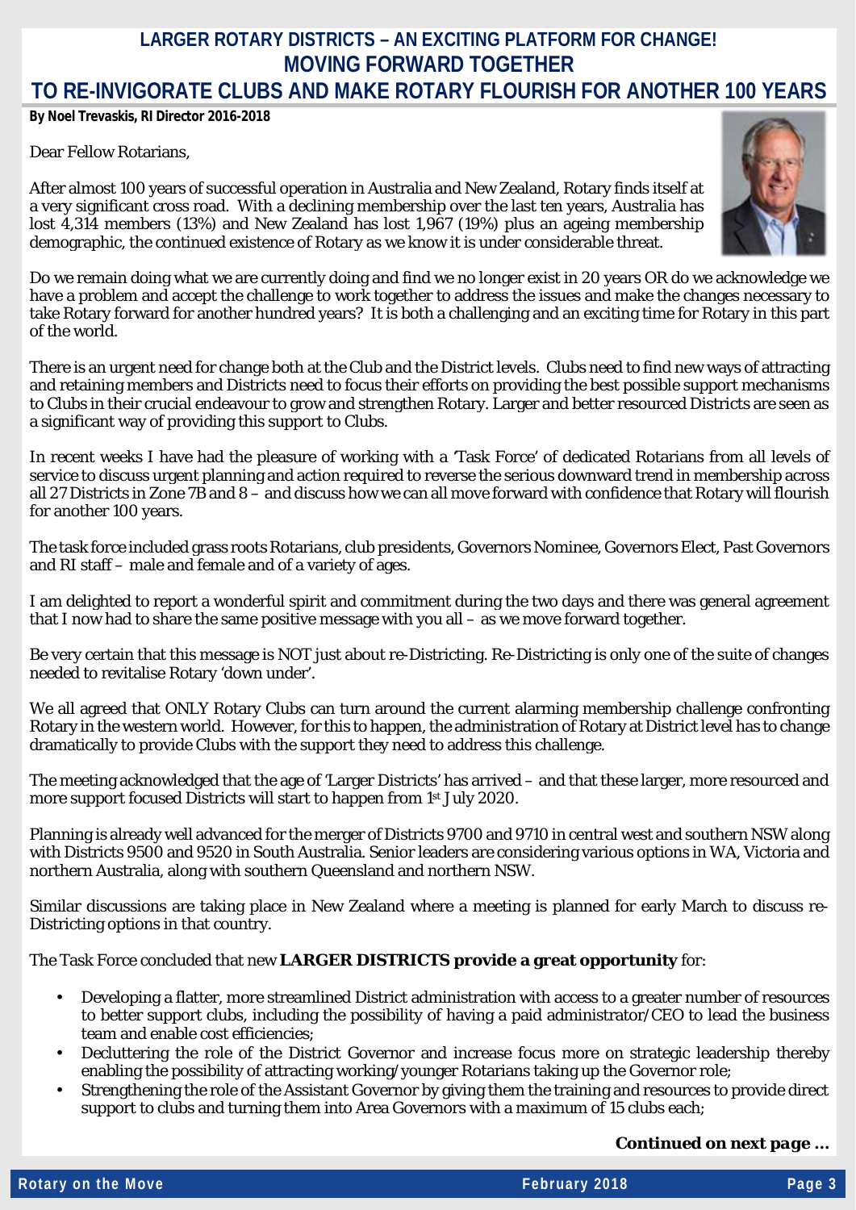# LARGER ROTARY DISTRICTS – AN EXCITING PLATFORM FOR CHANGE!
## MOVING FORWARD TOGETHER
## TO RE-INVIGORATE CLUBS AND MAKE ROTARY FLOURISH FOR ANOTHER 100 YEARS

**By Noel Trevaskis, RI Director 2016-2018**

Dear Fellow Rotarians,

After almost 100 years of successful operation in Australia and New Zealand, Rotary finds itself at a very significant cross road. With a declining membership over the last ten years, Australia has lost 4,314 members (13%) and New Zealand has lost 1,967 (19%) plus an ageing membership demographic, the continued existence of Rotary as we know it is under considerable threat.

Do we remain doing what we are currently doing and find we no longer exist in 20 years OR do we acknowledge we have a problem and accept the challenge to work together to address the issues and make the changes necessary to take Rotary forward for another hundred years? It is both a challenging and an exciting time for Rotary in this part of the world.

There is an urgent need for change both at the Club and the District levels. Clubs need to find new ways of attracting and retaining members and Districts need to focus their efforts on providing the best possible support mechanisms to Clubs in their crucial endeavour to grow and strengthen Rotary. Larger and better resourced Districts are seen as a significant way of providing this support to Clubs.

In recent weeks I have had the pleasure of working with a 'Task Force' of dedicated Rotarians from all levels of service to discuss urgent planning and action required to reverse the serious downward trend in membership across all 27 Districts in Zone 7B and 8 – and discuss how we can all move forward with confidence that Rotary will flourish for another 100 years.

The task force included grass roots Rotarians, club presidents, Governors Nominee, Governors Elect, Past Governors and RI staff – male and female and of a variety of ages.

I am delighted to report a wonderful spirit and commitment during the two days and there was general agreement that I now had to share the same positive message with you all – as we move forward together.

Be very certain that this message is NOT just about re-Districting. Re-Districting is only one of the suite of changes needed to revitalise Rotary 'down under'.

We all agreed that ONLY Rotary Clubs can turn around the current alarming membership challenge confronting Rotary in the western world. However, for this to happen, the administration of Rotary at District level has to change dramatically to provide Clubs with the support they need to address this challenge.

The meeting acknowledged that the age of 'Larger Districts' has arrived – and that these larger, more resourced and more support focused Districts will start to happen from 1st July 2020.

Planning is already well advanced for the merger of Districts 9700 and 9710 in central west and southern NSW along with Districts 9500 and 9520 in South Australia. Senior leaders are considering various options in WA, Victoria and northern Australia, along with southern Queensland and northern NSW.

Similar discussions are taking place in New Zealand where a meeting is planned for early March to discuss re-Districting options in that country.

The Task Force concluded that new **LARGER DISTRICTS provide a great opportunity** for:

- Developing a flatter, more streamlined District administration with access to a greater number of resources to better support clubs, including the possibility of having a paid administrator/CEO to lead the business team and enable cost efficiencies;
- Decluttering the role of the District Governor and increase focus more on strategic leadership thereby enabling the possibility of attracting working/younger Rotarians taking up the Governor role;
- Strengthening the role of the Assistant Governor by giving them the training and resources to provide direct support to clubs and turning them into Area Governors with a maximum of 15 clubs each;

***Continued on next page …***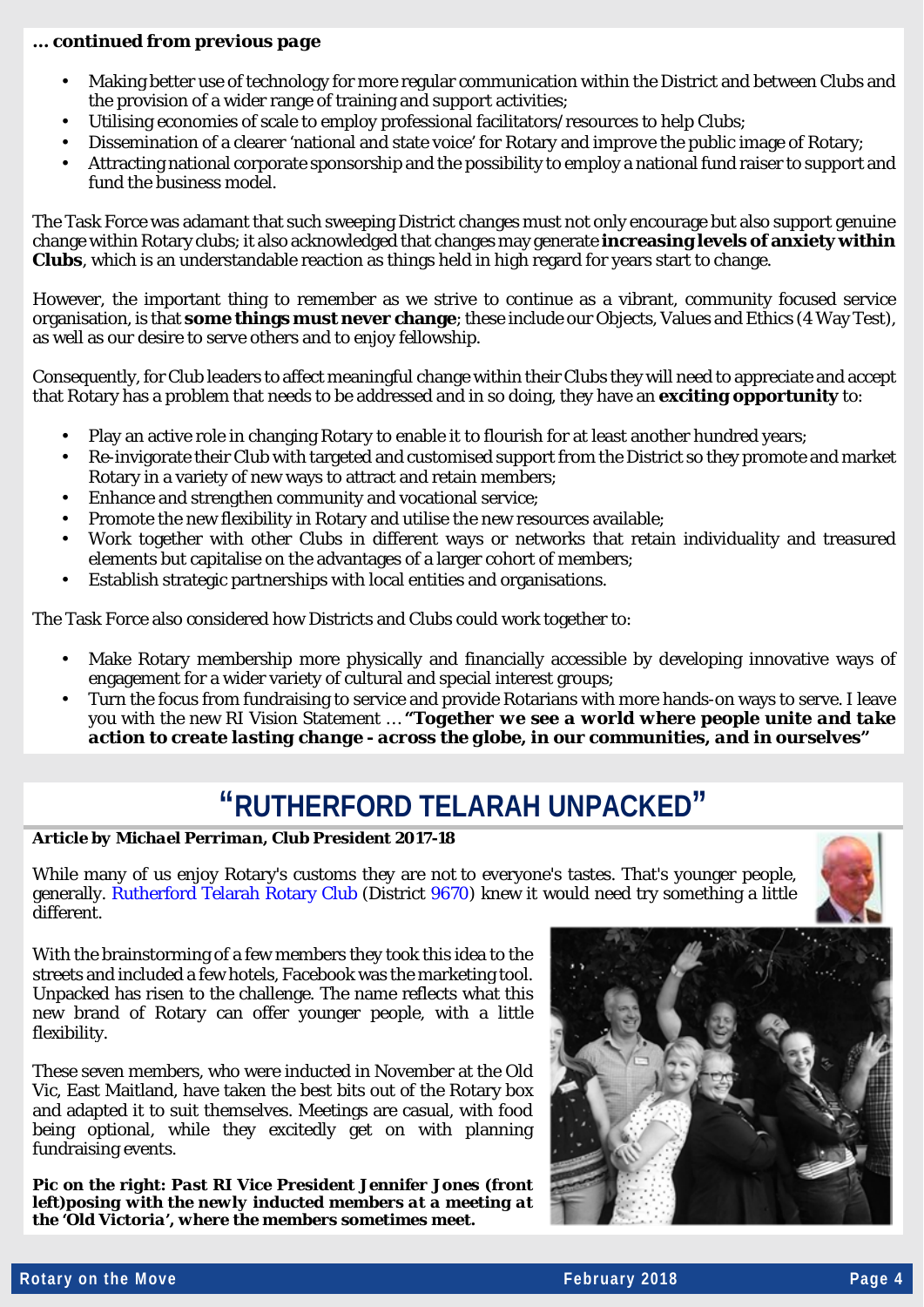***… continued from previous page***

- Making better use of technology for more regular communication within the District and between Clubs and the provision of a wider range of training and support activities;
- Utilising economies of scale to employ professional facilitators/resources to help Clubs;
- Dissemination of a clearer 'national and state voice' for Rotary and improve the public image of Rotary;
- Attracting national corporate sponsorship and the possibility to employ a national fund raiser to support and fund the business model.

The Task Force was adamant that such sweeping District changes must not only encourage but also support genuine change within Rotary clubs; it also acknowledged that changes may generate **increasing levels of anxiety within Clubs**, which is an understandable reaction as things held in high regard for years start to change.

However, the important thing to remember as we strive to continue as a vibrant, community focused service organisation, is that **some things must never change**; these include our Objects, Values and Ethics (4 Way Test), as well as our desire to serve others and to enjoy fellowship.

Consequently, for Club leaders to affect meaningful change within their Clubs they will need to appreciate and accept that Rotary has a problem that needs to be addressed and in so doing, they have an **exciting opportunity** to:

- Play an active role in changing Rotary to enable it to flourish for at least another hundred years;
- Re-invigorate their Club with targeted and customised support from the District so they promote and market Rotary in a variety of new ways to attract and retain members;
- Enhance and strengthen community and vocational service;
- Promote the new flexibility in Rotary and utilise the new resources available;
- Work together with other Clubs in different ways or networks that retain individuality and treasured elements but capitalise on the advantages of a larger cohort of members;
- Establish strategic partnerships with local entities and organisations.

The Task Force also considered how Districts and Clubs could work together to:

- Make Rotary membership more physically and financially accessible by developing innovative ways of engagement for a wider variety of cultural and special interest groups;
- Turn the focus from fundraising to service and provide Rotarians with more hands-on ways to serve. I leave you with the new RI Vision Statement … ***"Together we see a world where people unite and take action to create lasting change - across the globe, in our communities, and in ourselves"***

# "RUTHERFORD TELARAH UNPACKED"

***Article by Michael Perriman, Club President 2017-18***

While many of us enjoy Rotary's customs they are not to everyone's tastes. That's younger people, generally. Rutherford Telarah Rotary Club (District 9670) knew it would need try something a little different.

With the brainstorming of a few members they took this idea to the streets and included a few hotels, Facebook was the marketing tool. Unpacked has risen to the challenge. The name reflects what this new brand of Rotary can offer younger people, with a little flexibility.

These seven members, who were inducted in November at the Old Vic, East Maitland, have taken the best bits out of the Rotary box and adapted it to suit themselves. Meetings are casual, with food being optional, while they excitedly get on with planning fundraising events.

***Pic on the right: Past RI Vice President Jennifer Jones (front left)posing with the newly inducted members at a meeting at the 'Old Victoria', where the members sometimes meet.***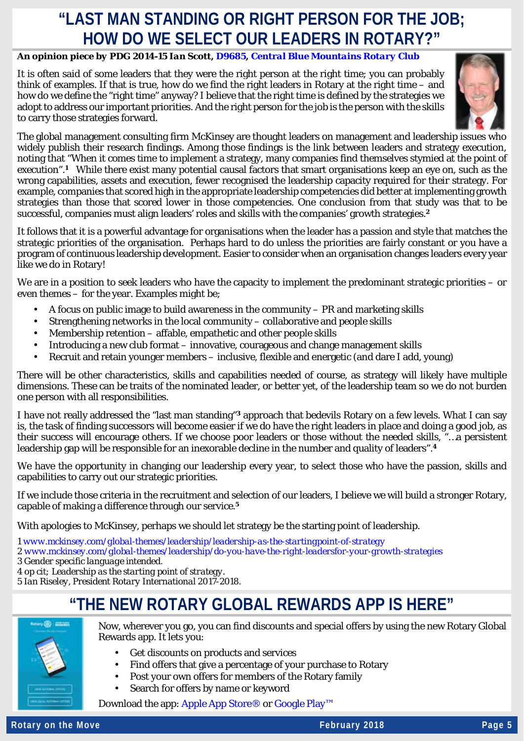# "LAST MAN STANDING OR RIGHT PERSON FOR THE JOB; HOW DO WE SELECT OUR LEADERS IN ROTARY?"

***An opinion piece by PDG 2014-15 Ian Scott, D9685, Central Blue Mountains Rotary Club***

It is often said of some leaders that they were the right person at the right time; you can probably think of examples. If that is true, how do we find the right leaders in Rotary at the right time – and how do we define the "right time" anyway? I believe that the right time is defined by the strategies we adopt to address our important priorities. And the right person for the job is the person with the skills to carry those strategies forward.

The global management consulting firm McKinsey are thought leaders on management and leadership issues who widely publish their research findings. Among those findings is the link between leaders and strategy execution, noting that "When it comes time to implement a strategy, many companies find themselves stymied at the point of execution".[1] While there exist many potential causal factors that smart organisations keep an eye on, such as the wrong capabilities, assets and execution, fewer recognised the leadership capacity required for their strategy. For example, companies that scored high in the appropriate leadership competencies did better at implementing growth strategies than those that scored lower in those competencies. One conclusion from that study was that to be successful, companies must align leaders' roles and skills with the companies' growth strategies.[2]

It follows that it is a powerful advantage for organisations when the leader has a passion and style that matches the strategic priorities of the organisation. Perhaps hard to do unless the priorities are fairly constant or you have a program of continuous leadership development. Easier to consider when an organisation changes leaders every year like we do in Rotary!

We are in a position to seek leaders who have the capacity to implement the predominant strategic priorities – or even themes – for the year. Examples might be;

- A focus on public image to build awareness in the community – PR and marketing skills
- Strengthening networks in the local community – collaborative and people skills
- Membership retention – affable, empathetic and other people skills
- Introducing a new club format – innovative, courageous and change management skills
- Recruit and retain younger members – inclusive, flexible and energetic (and dare I add, young)

There will be other characteristics, skills and capabilities needed of course, as strategy will likely have multiple dimensions. These can be traits of the nominated leader, or better yet, of the leadership team so we do not burden one person with all responsibilities.

I have not really addressed the "last man standing"[3] approach that bedevils Rotary on a few levels. What I can say is, the task of finding successors will become easier if we do have the right leaders in place and doing a good job, as their success will encourage others. If we choose poor leaders or those without the needed skills, "…a persistent leadership gap will be responsible for an inexorable decline in the number and quality of leaders".[4]

We have the opportunity in changing our leadership every year, to select those who have the passion, skills and capabilities to carry out our strategic priorities.

If we include those criteria in the recruitment and selection of our leaders, I believe we will build a stronger Rotary, capable of making a difference through our service.[5]

With apologies to McKinsey, perhaps we should let strategy be the starting point of leadership.

1 www.mckinsey.com/global-themes/leadership/leadership-as-the-startingpoint-of-strategy
2 www.mckinsey.com/global-themes/leadership/do-you-have-the-right-leadersfor-your-growth-strategies
3 *Gender specific language intended.*
4 *op cit; Leadership as the starting point of strategy.*
5 *Ian Riseley, President Rotary International 2017-2018.*

# "THE NEW ROTARY GLOBAL REWARDS APP IS HERE"

Now, wherever you go, you can find discounts and special offers by using the new Rotary Global Rewards app. It lets you:

- Get discounts on products and services
- Find offers that give a percentage of your purchase to Rotary
- Post your own offers for members of the Rotary family
- Search for offers by name or keyword

Download the app: Apple App Store® or Google Play™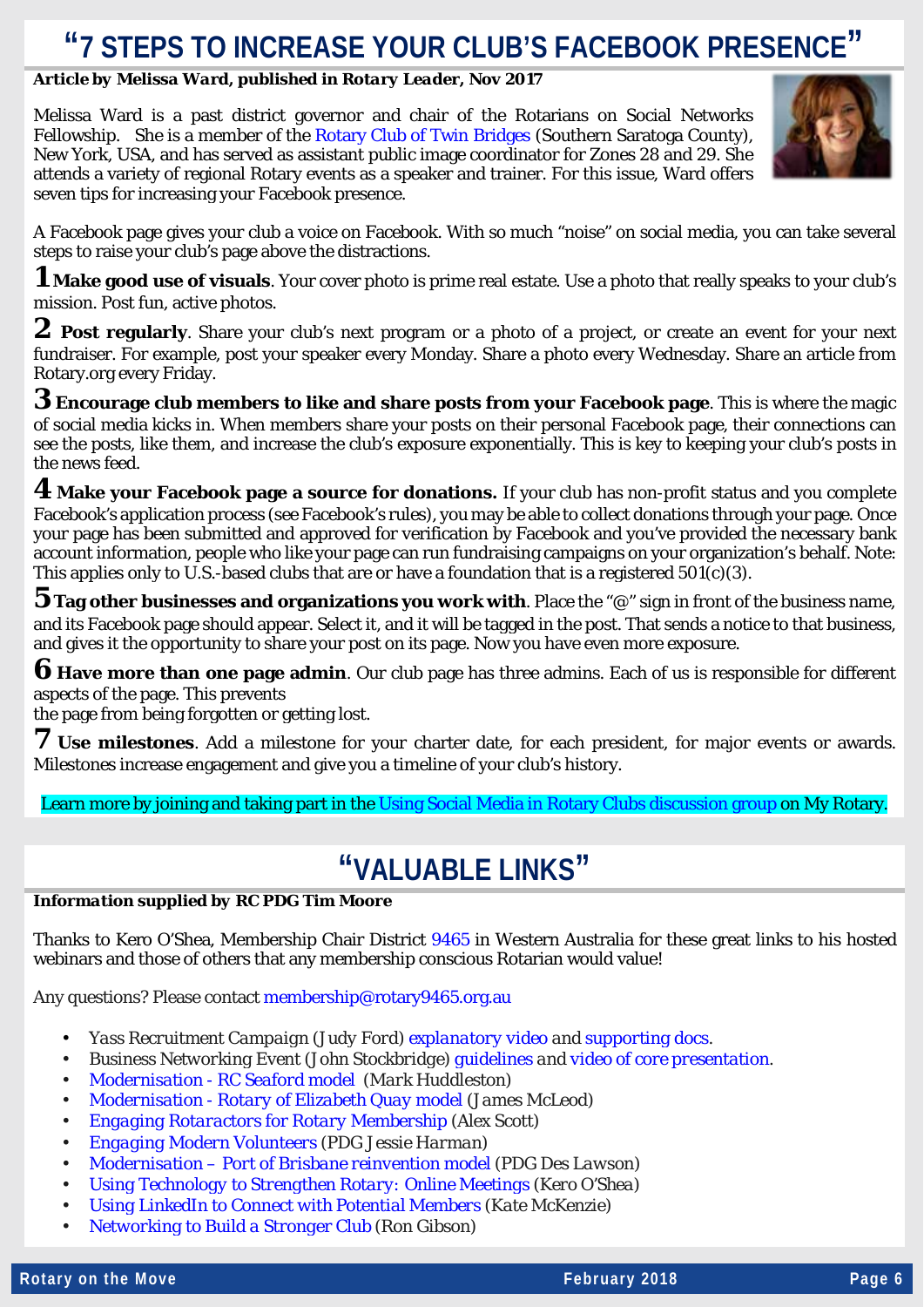# "7 STEPS TO INCREASE YOUR CLUB'S FACEBOOK PRESENCE"

***Article by Melissa Ward, published in Rotary Leader, Nov 2017***

Melissa Ward is a past district governor and chair of the Rotarians on Social Networks Fellowship. She is a member of the Rotary Club of Twin Bridges (Southern Saratoga County), New York, USA, and has served as assistant public image coordinator for Zones 28 and 29. She attends a variety of regional Rotary events as a speaker and trainer. For this issue, Ward offers seven tips for increasing your Facebook presence.

A Facebook page gives your club a voice on Facebook. With so much "noise" on social media, you can take several steps to raise your club's page above the distractions.

**1 Make good use of visuals**. Your cover photo is prime real estate. Use a photo that really speaks to your club's mission. Post fun, active photos.

**2 Post regularly**. Share your club's next program or a photo of a project, or create an event for your next fundraiser. For example, post your speaker every Monday. Share a photo every Wednesday. Share an article from Rotary.org every Friday.

**3 Encourage club members to like and share posts from your Facebook page**. This is where the magic of social media kicks in. When members share your posts on their personal Facebook page, their connections can see the posts, like them, and increase the club's exposure exponentially. This is key to keeping your club's posts in the news feed.

**4 Make your Facebook page a source for donations.** If your club has non-profit status and you complete Facebook's application process (see Facebook's rules), you may be able to collect donations through your page. Once your page has been submitted and approved for verification by Facebook and you've provided the necessary bank account information, people who like your page can run fundraising campaigns on your organization's behalf. Note: This applies only to U.S.-based clubs that are or have a foundation that is a registered 501(c)(3).

**5 Tag other businesses and organizations you work with**. Place the "@" sign in front of the business name, and its Facebook page should appear. Select it, and it will be tagged in the post. That sends a notice to that business, and gives it the opportunity to share your post on its page. Now you have even more exposure.

**6 Have more than one page admin**. Our club page has three admins. Each of us is responsible for different aspects of the page. This prevents the page from being forgotten or getting lost.

**7 Use milestones**. Add a milestone for your charter date, for each president, for major events or awards. Milestones increase engagement and give you a timeline of your club's history.

Learn more by joining and taking part in the Using Social Media in Rotary Clubs discussion group on My Rotary.

# "VALUABLE LINKS"

***Information supplied by RC PDG Tim Moore***

Thanks to Kero O'Shea, Membership Chair District 9465 in Western Australia for these great links to his hosted webinars and those of others that any membership conscious Rotarian would value!

Any questions? Please contact membership@rotary9465.org.au

- Yass Recruitment Campaign (Judy Ford) explanatory video and supporting docs.
- Business Networking Event (John Stockbridge) guidelines and video of core presentation.
- Modernisation - RC Seaford model (Mark Huddleston)
- Modernisation - Rotary of Elizabeth Quay model (James McLeod)
- Engaging Rotaractors for Rotary Membership (Alex Scott)
- Engaging Modern Volunteers (PDG Jessie Harman)
- Modernisation – Port of Brisbane reinvention model (PDG Des Lawson)
- Using Technology to Strengthen Rotary: Online Meetings (Kero O'Shea)
- Using LinkedIn to Connect with Potential Members (Kate McKenzie)
- Networking to Build a Stronger Club (Ron Gibson)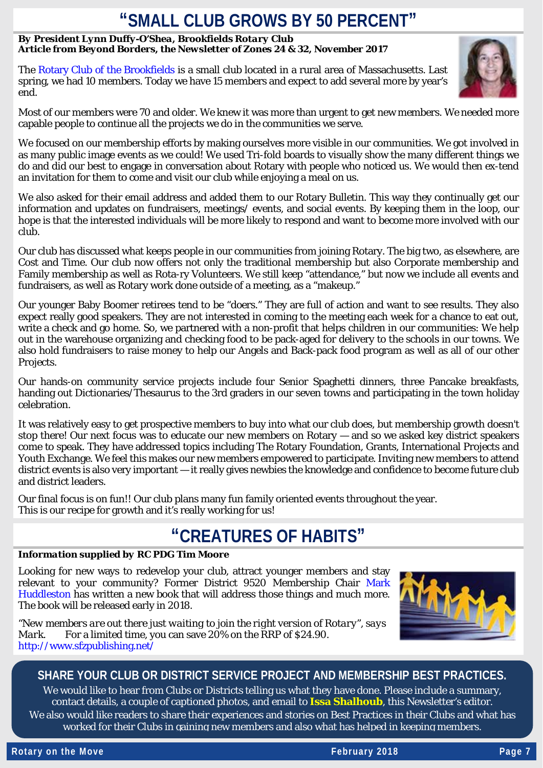# "SMALL CLUB GROWS BY 50 PERCENT"

***By President Lynn Duffy-O'Shea, Brookfields Rotary Club***
***Article from Beyond Borders, the Newsletter of Zones 24 & 32, November 2017***

The Rotary Club of the Brookfields is a small club located in a rural area of Massachusetts. Last spring, we had 10 members. Today we have 15 members and expect to add several more by year's end.

Most of our members were 70 and older. We knew it was more than urgent to get new members. We needed more capable people to continue all the projects we do in the communities we serve.

We focused on our membership efforts by making ourselves more visible in our communities. We got involved in as many public image events as we could! We used Tri-fold boards to visually show the many different things we do and did our best to engage in conversation about Rotary with people who noticed us. We would then ex-tend an invitation for them to come and visit our club while enjoying a meal on us.

We also asked for their email address and added them to our Rotary Bulletin. This way they continually get our information and updates on fundraisers, meetings/ events, and social events. By keeping them in the loop, our hope is that the interested individuals will be more likely to respond and want to become more involved with our club.

Our club has discussed what keeps people in our communities from joining Rotary. The big two, as elsewhere, are Cost and Time. Our club now offers not only the traditional membership but also Corporate membership and Family membership as well as Rota-ry Volunteers. We still keep "attendance," but now we include all events and fundraisers, as well as Rotary work done outside of a meeting, as a "makeup."

Our younger Baby Boomer retirees tend to be "doers." They are full of action and want to see results. They also expect really good speakers. They are not interested in coming to the meeting each week for a chance to eat out, write a check and go home. So, we partnered with a non-profit that helps children in our communities: We help out in the warehouse organizing and checking food to be pack-aged for delivery to the schools in our towns. We also hold fundraisers to raise money to help our Angels and Back-pack food program as well as all of our other Projects.

Our hands-on community service projects include four Senior Spaghetti dinners, three Pancake breakfasts, handing out Dictionaries/Thesaurus to the 3rd graders in our seven towns and participating in the town holiday celebration.

It was relatively easy to get prospective members to buy into what our club does, but membership growth doesn't stop there! Our next focus was to educate our new members on Rotary — and so we asked key district speakers come to speak. They have addressed topics including The Rotary Foundation, Grants, International Projects and Youth Exchange. We feel this makes our new members empowered to participate. Inviting new members to attend district events is also very important — it really gives newbies the knowledge and confidence to become future club and district leaders.

Our final focus is on fun!! Our club plans many fun family oriented events throughout the year.
This is our recipe for growth and it's really working for us!

# "CREATURES OF HABITS"

***Information supplied by RC PDG Tim Moore***

Looking for new ways to redevelop your club, attract younger members and stay relevant to your community? Former District 9520 Membership Chair Mark Huddleston has written a new book that will address those things and much more. The book will be released early in 2018.

*"New members are out there just waiting to join the right version of Rotary", says Mark.* For a limited time, you can save 20% on the RRP of $24.90.
http://www.sfzpublishing.net/

## SHARE YOUR CLUB OR DISTRICT SERVICE PROJECT AND MEMBERSHIP BEST PRACTICES.

We would like to hear from Clubs or Districts telling us what they have done. Please include a summary, contact details, a couple of captioned photos, and email to **Issa Shalhoub**, this Newsletter's editor.
We also would like readers to share their experiences and stories on Best Practices in their Clubs and what has worked for their Clubs in gaining new members and also what has helped in keeping members.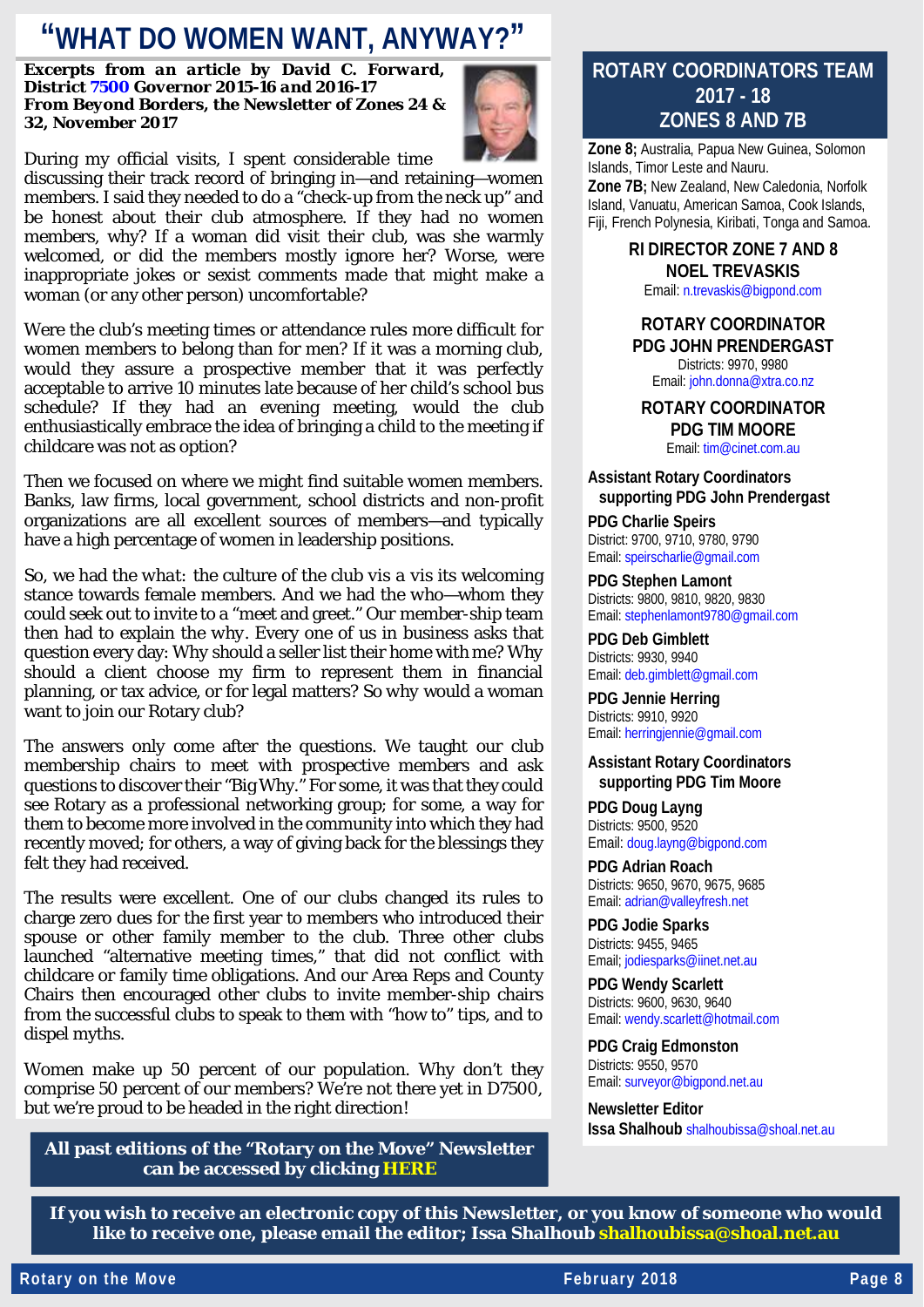# "WHAT DO WOMEN WANT, ANYWAY?"

***Excerpts from an article by David C. Forward, District 7500 Governor 2015-16 and 2016-17***
***From Beyond Borders, the Newsletter of Zones 24 & 32, November 2017***

During my official visits, I spent considerable time discussing their track record of bringing in—and retaining—women members. I said they needed to do a "check-up from the neck up" and be honest about their club atmosphere. If they had no women members, why? If a woman did visit their club, was she warmly welcomed, or did the members mostly ignore her? Worse, were inappropriate jokes or sexist comments made that might make a woman (or any other person) uncomfortable?

Were the club's meeting times or attendance rules more difficult for women members to belong than for men? If it was a morning club, would they assure a prospective member that it was perfectly acceptable to arrive 10 minutes late because of her child's school bus schedule? If they had an evening meeting, would the club enthusiastically embrace the idea of bringing a child to the meeting if childcare was not as option?

Then we focused on where we might find suitable women members. Banks, law firms, local government, school districts and non-profit organizations are all excellent sources of members—and typically have a high percentage of women in leadership positions.

So, we had the what: the culture of the club vis a vis its welcoming stance towards female members. And we had the who—whom they could seek out to invite to a "meet and greet." Our member-ship team then had to explain the why. Every one of us in business asks that question every day: Why should a seller list their home with me? Why should a client choose my firm to represent them in financial planning, or tax advice, or for legal matters? So why would a woman want to join our Rotary club?

The answers only come after the questions. We taught our club membership chairs to meet with prospective members and ask questions to discover their "Big Why." For some, it was that they could see Rotary as a professional networking group; for some, a way for them to become more involved in the community into which they had recently moved; for others, a way of giving back for the blessings they felt they had received.

The results were excellent. One of our clubs changed its rules to charge zero dues for the first year to members who introduced their spouse or other family member to the club. Three other clubs launched "alternative meeting times," that did not conflict with childcare or family time obligations. And our Area Reps and County Chairs then encouraged other clubs to invite member-ship chairs from the successful clubs to speak to them with "how to" tips, and to dispel myths.

Women make up 50 percent of our population. Why don't they comprise 50 percent of our members? We're not there yet in D7500, but we're proud to be headed in the right direction!

**All past editions of the "Rotary on the Move" Newsletter can be accessed by clicking HERE**

## ROTARY COORDINATORS TEAM 2017 - 18 ZONES 8 AND 7B

**Zone 8;** Australia, Papua New Guinea, Solomon Islands, Timor Leste and Nauru.
**Zone 7B;** New Zealand, New Caledonia, Norfolk Island, Vanuatu, American Samoa, Cook Islands, Fiji, French Polynesia, Kiribati, Tonga and Samoa.

**RI DIRECTOR ZONE 7 AND 8**
**NOEL TREVASKIS**
Email: n.trevaskis@bigpond.com

**ROTARY COORDINATOR**
**PDG JOHN PRENDERGAST**
Districts: 9970, 9980
Email: john.donna@xtra.co.nz

**ROTARY COORDINATOR**
**PDG TIM MOORE**
Email: tim@cinet.com.au

**Assistant Rotary Coordinators supporting PDG John Prendergast**

**PDG Charlie Speirs**
District: 9700, 9710, 9780, 9790
Email: speirscharlie@gmail.com

**PDG Stephen Lamont**
Districts: 9800, 9810, 9820, 9830
Email: stephenlamont9780@gmail.com

**PDG Deb Gimblett**
Districts: 9930, 9940
Email: deb.gimblett@gmail.com

**PDG Jennie Herring**
Districts: 9910, 9920
Email: herringjennie@gmail.com

**Assistant Rotary Coordinators supporting PDG Tim Moore**

**PDG Doug Layng**
Districts: 9500, 9520
Email: doug.layng@bigpond.com

**PDG Adrian Roach**
Districts: 9650, 9670, 9675, 9685
Email: adrian@valleyfresh.net

**PDG Jodie Sparks**
Districts: 9455, 9465
Email; jodiesparks@iinet.net.au

**PDG Wendy Scarlett**
Districts: 9600, 9630, 9640
Email: wendy.scarlett@hotmail.com

**PDG Craig Edmonston**
Districts: 9550, 9570
Email: surveyor@bigpond.net.au

**Newsletter Editor**
**Issa Shalhoub** shalhoubissa@shoal.net.au

**If you wish to receive an electronic copy of this Newsletter, or you know of someone who would like to receive one, please email the editor; Issa Shalhoub shalhoubissa@shoal.net.au**